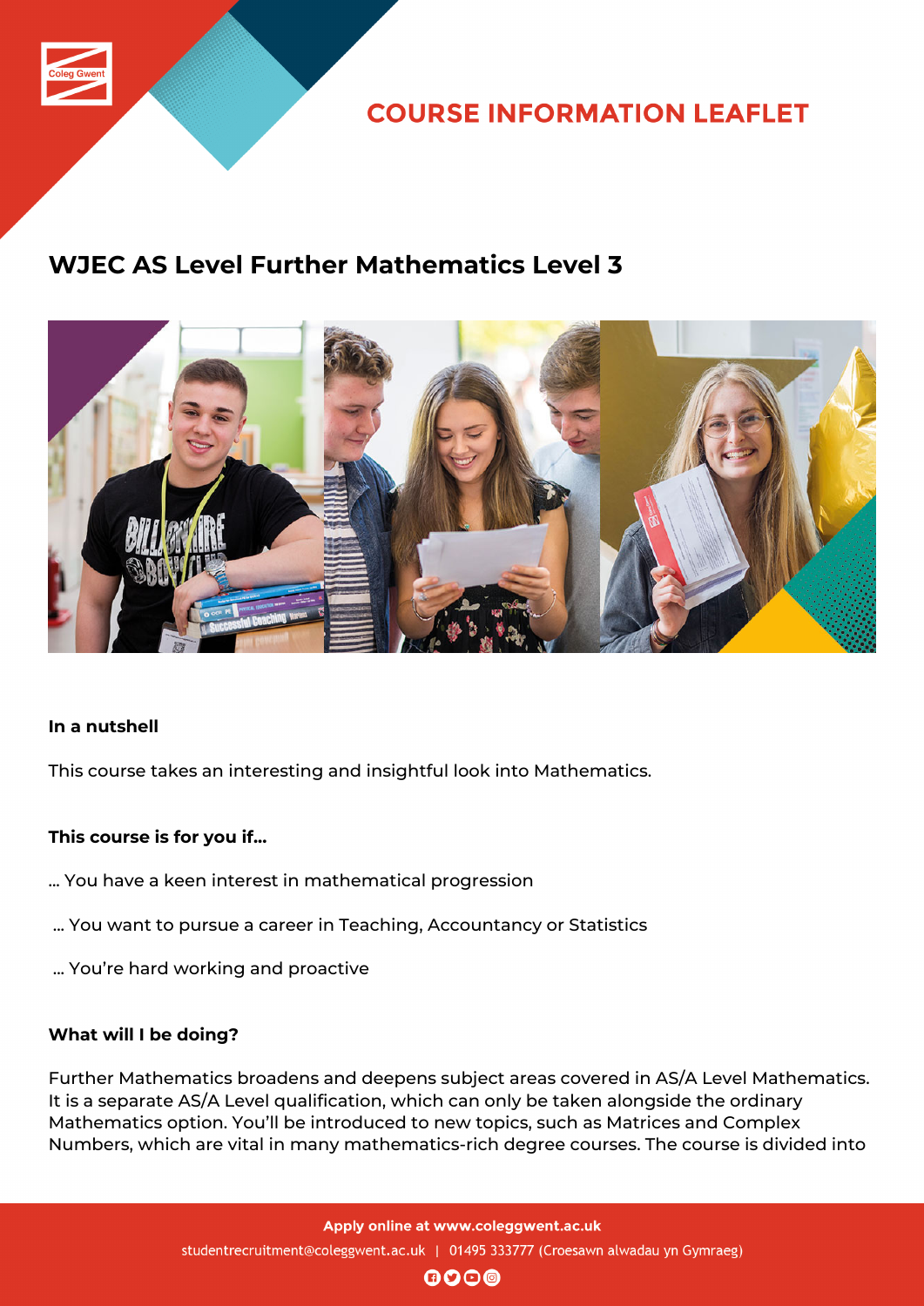COURSE INFORMATION LEAFLET

# WJEC AS Level Further Mathematics Level 3

**In a nutshell**

This course takes an interesting and insightful look into Mathematics.

**This course is for you if...**

... You have a keen interest in mathematical progression

... You want to pursue a career in Teaching, Accountancy or Statistics

... You're hard working and proactive

**What will I be doing?**

Further Mathematics broadens and deepens subject areas covered in AS/A Level Mathematics. It is a separate AS/A Level qualification, which can only be taken alongside the ordinary Mathematics option. You'll be introduced to new topics, such as Matrices and Complex Numbers, which are vital in many mathematics-rich degree courses. The course is divided into

Apply online at www.coleggwent.ac.uk

studentrecruitment@coleggwent.ac.uk | 01495 333777 (Croesawn alwadau yn Gymraeg)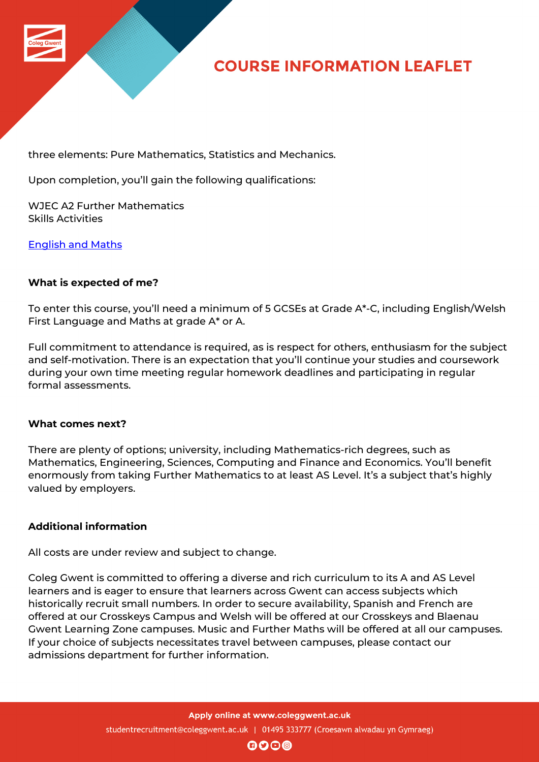three elements: Pure Mathematics, Statistics and Mechanics.

Upon completion, you'll gain the following qualifications:

WJEC A2 Further Mathematics
Skills Activities

English and Maths

### What is expected of me?

To enter this course, you'll need a minimum of 5 GCSEs at Grade A*-C, including English/Welsh First Language and Maths at grade A* or A.

Full commitment to attendance is required, as is respect for others, enthusiasm for the subject and self-motivation. There is an expectation that you'll continue your studies and coursework during your own time meeting regular homework deadlines and participating in regular formal assessments.

### What comes next?

There are plenty of options; university, including Mathematics-rich degrees, such as Mathematics, Engineering, Sciences, Computing and Finance and Economics. You'll benefit enormously from taking Further Mathematics to at least AS Level. It's a subject that's highly valued by employers.

### Additional information

All costs are under review and subject to change.

Coleg Gwent is committed to offering a diverse and rich curriculum to its A and AS Level learners and is eager to ensure that learners across Gwent can access subjects which historically recruit small numbers. In order to secure availability, Spanish and French are offered at our Crosskeys Campus and Welsh will be offered at our Crosskeys and Blaenau Gwent Learning Zone campuses. Music and Further Maths will be offered at all our campuses. If your choice of subjects necessitates travel between campuses, please contact our admissions department for further information.